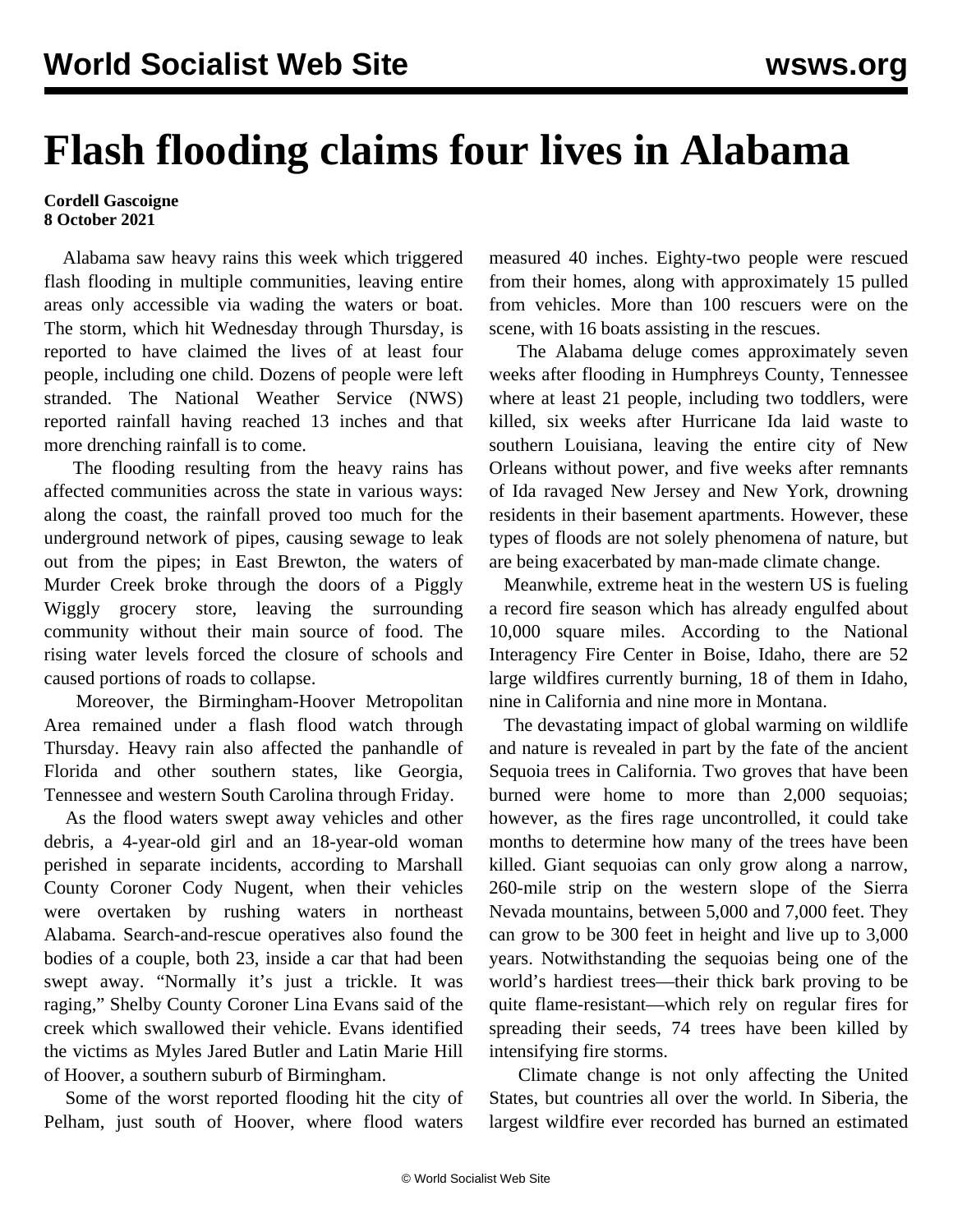# Flash flooding claims four lives in Alabama

**Cordell Gascoigne**
**8 October 2021**

Alabama saw heavy rains this week which triggered flash flooding in multiple communities, leaving entire areas only accessible via wading the waters or boat. The storm, which hit Wednesday through Thursday, is reported to have claimed the lives of at least four people, including one child. Dozens of people were left stranded. The National Weather Service (NWS) reported rainfall having reached 13 inches and that more drenching rainfall is to come.

The flooding resulting from the heavy rains has affected communities across the state in various ways: along the coast, the rainfall proved too much for the underground network of pipes, causing sewage to leak out from the pipes; in East Brewton, the waters of Murder Creek broke through the doors of a Piggly Wiggly grocery store, leaving the surrounding community without their main source of food. The rising water levels forced the closure of schools and caused portions of roads to collapse.

Moreover, the Birmingham-Hoover Metropolitan Area remained under a flash flood watch through Thursday. Heavy rain also affected the panhandle of Florida and other southern states, like Georgia, Tennessee and western South Carolina through Friday.

As the flood waters swept away vehicles and other debris, a 4-year-old girl and an 18-year-old woman perished in separate incidents, according to Marshall County Coroner Cody Nugent, when their vehicles were overtaken by rushing waters in northeast Alabama. Search-and-rescue operatives also found the bodies of a couple, both 23, inside a car that had been swept away. "Normally it's just a trickle. It was raging," Shelby County Coroner Lina Evans said of the creek which swallowed their vehicle. Evans identified the victims as Myles Jared Butler and Latin Marie Hill of Hoover, a southern suburb of Birmingham.

Some of the worst reported flooding hit the city of Pelham, just south of Hoover, where flood waters measured 40 inches. Eighty-two people were rescued from their homes, along with approximately 15 pulled from vehicles. More than 100 rescuers were on the scene, with 16 boats assisting in the rescues.

The Alabama deluge comes approximately seven weeks after flooding in Humphreys County, Tennessee where at least 21 people, including two toddlers, were killed, six weeks after Hurricane Ida laid waste to southern Louisiana, leaving the entire city of New Orleans without power, and five weeks after remnants of Ida ravaged New Jersey and New York, drowning residents in their basement apartments. However, these types of floods are not solely phenomena of nature, but are being exacerbated by man-made climate change.

Meanwhile, extreme heat in the western US is fueling a record fire season which has already engulfed about 10,000 square miles. According to the National Interagency Fire Center in Boise, Idaho, there are 52 large wildfires currently burning, 18 of them in Idaho, nine in California and nine more in Montana.

The devastating impact of global warming on wildlife and nature is revealed in part by the fate of the ancient Sequoia trees in California. Two groves that have been burned were home to more than 2,000 sequoias; however, as the fires rage uncontrolled, it could take months to determine how many of the trees have been killed. Giant sequoias can only grow along a narrow, 260-mile strip on the western slope of the Sierra Nevada mountains, between 5,000 and 7,000 feet. They can grow to be 300 feet in height and live up to 3,000 years. Notwithstanding the sequoias being one of the world's hardiest trees—their thick bark proving to be quite flame-resistant—which rely on regular fires for spreading their seeds, 74 trees have been killed by intensifying fire storms.

Climate change is not only affecting the United States, but countries all over the world. In Siberia, the largest wildfire ever recorded has burned an estimated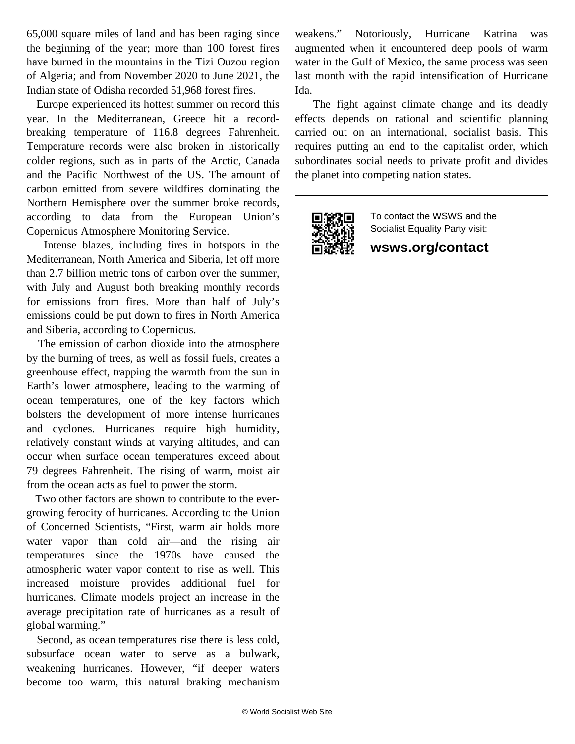65,000 square miles of land and has been raging since the beginning of the year; more than 100 forest fires have burned in the mountains in the Tizi Ouzou region of Algeria; and from November 2020 to June 2021, the Indian state of Odisha recorded 51,968 forest fires.

Europe experienced its hottest summer on record this year. In the Mediterranean, Greece hit a record-breaking temperature of 116.8 degrees Fahrenheit. Temperature records were also broken in historically colder regions, such as in parts of the Arctic, Canada and the Pacific Northwest of the US. The amount of carbon emitted from severe wildfires dominating the Northern Hemisphere over the summer broke records, according to data from the European Union's Copernicus Atmosphere Monitoring Service.

Intense blazes, including fires in hotspots in the Mediterranean, North America and Siberia, let off more than 2.7 billion metric tons of carbon over the summer, with July and August both breaking monthly records for emissions from fires. More than half of July's emissions could be put down to fires in North America and Siberia, according to Copernicus.

The emission of carbon dioxide into the atmosphere by the burning of trees, as well as fossil fuels, creates a greenhouse effect, trapping the warmth from the sun in Earth's lower atmosphere, leading to the warming of ocean temperatures, one of the key factors which bolsters the development of more intense hurricanes and cyclones. Hurricanes require high humidity, relatively constant winds at varying altitudes, and can occur when surface ocean temperatures exceed about 79 degrees Fahrenheit. The rising of warm, moist air from the ocean acts as fuel to power the storm.

Two other factors are shown to contribute to the ever-growing ferocity of hurricanes. According to the Union of Concerned Scientists, "First, warm air holds more water vapor than cold air—and the rising air temperatures since the 1970s have caused the atmospheric water vapor content to rise as well. This increased moisture provides additional fuel for hurricanes. Climate models project an increase in the average precipitation rate of hurricanes as a result of global warming."

Second, as ocean temperatures rise there is less cold, subsurface ocean water to serve as a bulwark, weakening hurricanes. However, "if deeper waters become too warm, this natural braking mechanism weakens." Notoriously, Hurricane Katrina was augmented when it encountered deep pools of warm water in the Gulf of Mexico, the same process was seen last month with the rapid intensification of Hurricane Ida.

The fight against climate change and its deadly effects depends on rational and scientific planning carried out on an international, socialist basis. This requires putting an end to the capitalist order, which subordinates social needs to private profit and divides the planet into competing nation states.

To contact the WSWS and the Socialist Equality Party visit:

**wsws.org/contact**